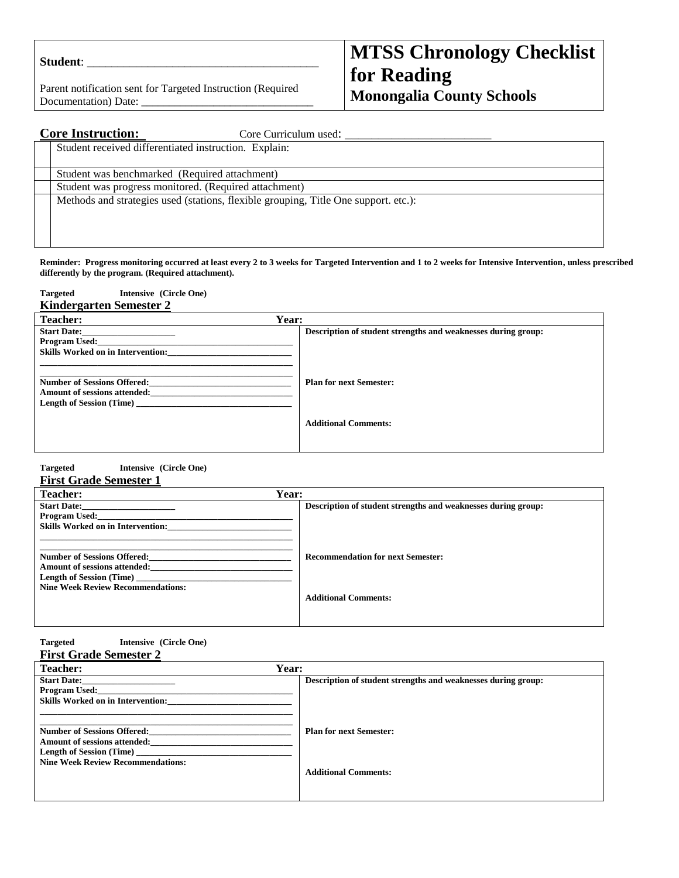**Student**: ________________________________________

Parent notification sent for Targeted Instruction (Required Documentation) Date: ______________________________

# MTSS Chronology Checklist for Reading

## Monongalia County Schools

**Core Instruction:** Core Curriculum used: _________________________

| | |
|---|---|
| | Student received differentiated instruction. Explain: |
| | Student was benchmarked (Required attachment) |
| | Student was progress monitored. (Required attachment) |
| | Methods and strategies used (stations, flexible grouping, Title One support. etc.): |

**Reminder: Progress monitoring occurred at least every 2 to 3 weeks for Targeted Intervention and 1 to 2 weeks for Intensive Intervention, unless prescribed differently by the program. (Required attachment).**

**Targeted Intensive (Circle One)**

**Kindergarten Semester 2**

| Teacher: Year: | |
|---|---|
| **Start Date:**____________________<br>**Program Used:**________________________________________<br>**Skills Worked on in Intervention:**__________________________<br>________________________________________________________<br>________________________________________________________<br>**Number of Sessions Offered:**______________________________<br>**Amount of sessions attended:**_____________________________<br>**Length of Session (Time)** ________________________________ | **Description of student strengths and weaknesses during group:**<br><br>**Plan for next Semester:**<br><br>**Additional Comments:** |

**Targeted Intensive (Circle One)**

**First Grade Semester 1**

| Teacher: Year: | |
|---|---|
| **Start Date:**____________________<br>**Program Used:**________________________________________<br>**Skills Worked on in Intervention:**__________________________<br>________________________________________________________<br>________________________________________________________<br>**Number of Sessions Offered:**______________________________<br>**Amount of sessions attended:**_____________________________<br>**Length of Session (Time)** ________________________________<br>**Nine Week Review Recommendations:** | **Description of student strengths and weaknesses during group:**<br><br>**Recommendation for next Semester:**<br><br>**Additional Comments:** |

**Targeted Intensive (Circle One)**

**First Grade Semester 2**

| Teacher: Year: | |
|---|---|
| **Start Date:**____________________<br>**Program Used:**________________________________________<br>**Skills Worked on in Intervention:**__________________________<br>________________________________________________________<br>________________________________________________________<br>**Number of Sessions Offered:**______________________________<br>**Amount of sessions attended:**_____________________________<br>**Length of Session (Time)** ________________________________<br>**Nine Week Review Recommendations:** | **Description of student strengths and weaknesses during group:**<br><br>**Plan for next Semester:**<br><br>**Additional Comments:** |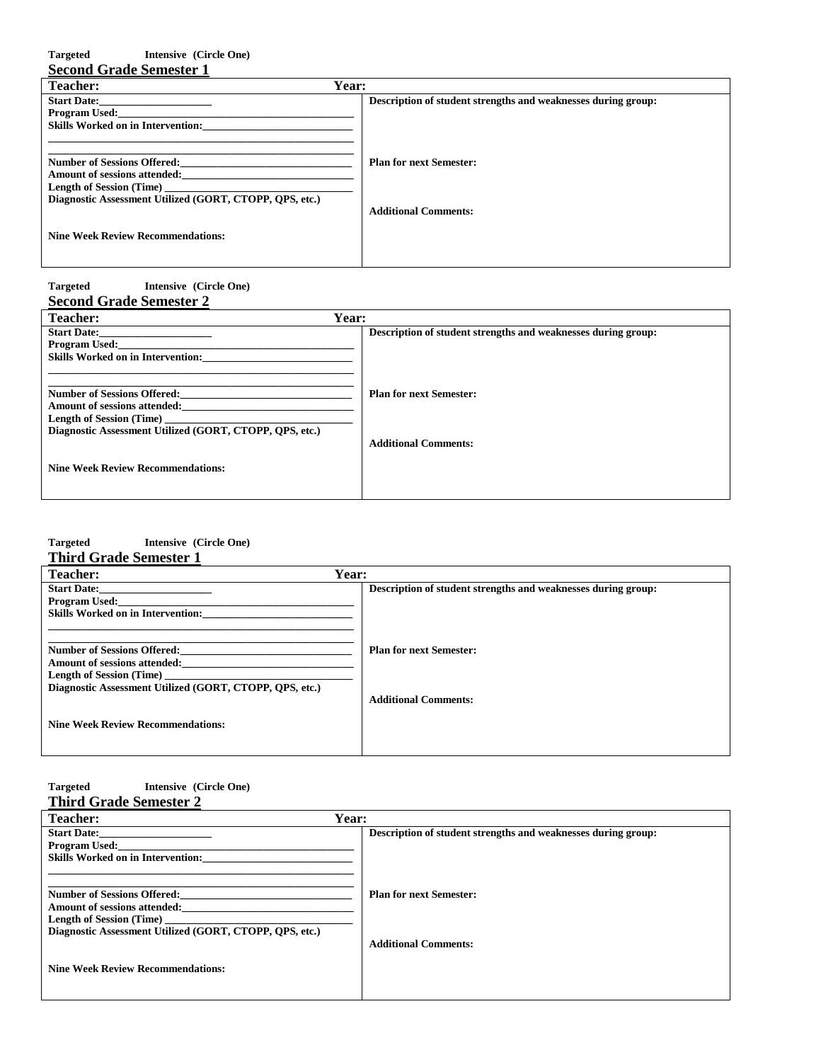**Targeted Intensive (Circle One)**

**Second Grade Semester 1**

| Teacher: Year: | |
|---|---|
| **Start Date:**\_\_\_\_\_\_\_\_\_\_\_\_\_\_\_\_\_\_\_\_<br>**Program Used:**\_\_\_\_\_\_\_\_\_\_\_\_\_\_\_\_\_\_\_\_\_\_\_\_\_\_\_\_\_\_\_\_\_\_\_\_\_\_\_\_<br>**Skills Worked on in Intervention:**\_\_\_\_\_\_\_\_\_\_\_\_\_\_\_\_\_\_\_\_\_\_\_\_\_\_<br>\_\_\_\_\_\_\_\_\_\_\_\_\_\_\_\_\_\_\_\_\_\_\_\_\_\_\_\_\_\_\_\_\_\_\_\_\_\_\_\_\_\_\_\_\_\_\_\_\_\_\_\_\_\_<br>\_\_\_\_\_\_\_\_\_\_\_\_\_\_\_\_\_\_\_\_\_\_\_\_\_\_\_\_\_\_\_\_\_\_\_\_\_\_\_\_\_\_\_\_\_\_\_\_\_\_\_\_\_\_<br>**Number of Sessions Offered:**\_\_\_\_\_\_\_\_\_\_\_\_\_\_\_\_\_\_\_\_\_\_\_\_\_\_\_\_\_\_<br>**Amount of sessions attended:**\_\_\_\_\_\_\_\_\_\_\_\_\_\_\_\_\_\_\_\_\_\_\_\_\_\_\_\_\_\_<br>**Length of Session (Time)** \_\_\_\_\_\_\_\_\_\_\_\_\_\_\_\_\_\_\_\_\_\_\_\_\_\_\_\_\_\_\_\_<br>**Diagnostic Assessment Utilized (GORT, CTOPP, QPS, etc.)**<br><br>**Nine Week Review Recommendations:** | **Description of student strengths and weaknesses during group:**<br><br>**Plan for next Semester:**<br><br>**Additional Comments:** |

**Targeted Intensive (Circle One)**

**Second Grade Semester 2**

| Teacher: Year: | |
|---|---|
| **Start Date:**\_\_\_\_\_\_\_\_\_\_\_\_\_\_\_\_\_\_\_\_<br>**Program Used:**\_\_\_\_\_\_\_\_\_\_\_\_\_\_\_\_\_\_\_\_\_\_\_\_\_\_\_\_\_\_\_\_\_\_\_\_\_\_\_\_<br>**Skills Worked on in Intervention:**\_\_\_\_\_\_\_\_\_\_\_\_\_\_\_\_\_\_\_\_\_\_\_\_\_\_<br>\_\_\_\_\_\_\_\_\_\_\_\_\_\_\_\_\_\_\_\_\_\_\_\_\_\_\_\_\_\_\_\_\_\_\_\_\_\_\_\_\_\_\_\_\_\_\_\_\_\_\_\_\_\_<br>\_\_\_\_\_\_\_\_\_\_\_\_\_\_\_\_\_\_\_\_\_\_\_\_\_\_\_\_\_\_\_\_\_\_\_\_\_\_\_\_\_\_\_\_\_\_\_\_\_\_\_\_\_\_<br>**Number of Sessions Offered:**\_\_\_\_\_\_\_\_\_\_\_\_\_\_\_\_\_\_\_\_\_\_\_\_\_\_\_\_\_\_<br>**Amount of sessions attended:**\_\_\_\_\_\_\_\_\_\_\_\_\_\_\_\_\_\_\_\_\_\_\_\_\_\_\_\_\_\_<br>**Length of Session (Time)** \_\_\_\_\_\_\_\_\_\_\_\_\_\_\_\_\_\_\_\_\_\_\_\_\_\_\_\_\_\_\_\_<br>**Diagnostic Assessment Utilized (GORT, CTOPP, QPS, etc.)**<br><br>**Nine Week Review Recommendations:** | **Description of student strengths and weaknesses during group:**<br><br>**Plan for next Semester:**<br><br>**Additional Comments:** |

**Targeted Intensive (Circle One)**

**Third Grade Semester 1**

| Teacher: Year: | |
|---|---|
| **Start Date:**\_\_\_\_\_\_\_\_\_\_\_\_\_\_\_\_\_\_\_\_<br>**Program Used:**\_\_\_\_\_\_\_\_\_\_\_\_\_\_\_\_\_\_\_\_\_\_\_\_\_\_\_\_\_\_\_\_\_\_\_\_\_\_\_\_<br>**Skills Worked on in Intervention:**\_\_\_\_\_\_\_\_\_\_\_\_\_\_\_\_\_\_\_\_\_\_\_\_\_\_<br>\_\_\_\_\_\_\_\_\_\_\_\_\_\_\_\_\_\_\_\_\_\_\_\_\_\_\_\_\_\_\_\_\_\_\_\_\_\_\_\_\_\_\_\_\_\_\_\_\_\_\_\_\_\_<br>\_\_\_\_\_\_\_\_\_\_\_\_\_\_\_\_\_\_\_\_\_\_\_\_\_\_\_\_\_\_\_\_\_\_\_\_\_\_\_\_\_\_\_\_\_\_\_\_\_\_\_\_\_\_<br>**Number of Sessions Offered:**\_\_\_\_\_\_\_\_\_\_\_\_\_\_\_\_\_\_\_\_\_\_\_\_\_\_\_\_\_\_<br>**Amount of sessions attended:**\_\_\_\_\_\_\_\_\_\_\_\_\_\_\_\_\_\_\_\_\_\_\_\_\_\_\_\_\_\_<br>**Length of Session (Time)** \_\_\_\_\_\_\_\_\_\_\_\_\_\_\_\_\_\_\_\_\_\_\_\_\_\_\_\_\_\_\_\_<br>**Diagnostic Assessment Utilized (GORT, CTOPP, QPS, etc.)**<br><br>**Nine Week Review Recommendations:** | **Description of student strengths and weaknesses during group:**<br><br>**Plan for next Semester:**<br><br>**Additional Comments:** |

**Targeted Intensive (Circle One)**

**Third Grade Semester 2**

| Teacher: Year: | |
|---|---|
| **Start Date:**\_\_\_\_\_\_\_\_\_\_\_\_\_\_\_\_\_\_\_\_<br>**Program Used:**\_\_\_\_\_\_\_\_\_\_\_\_\_\_\_\_\_\_\_\_\_\_\_\_\_\_\_\_\_\_\_\_\_\_\_\_\_\_\_\_<br>**Skills Worked on in Intervention:**\_\_\_\_\_\_\_\_\_\_\_\_\_\_\_\_\_\_\_\_\_\_\_\_\_\_<br>\_\_\_\_\_\_\_\_\_\_\_\_\_\_\_\_\_\_\_\_\_\_\_\_\_\_\_\_\_\_\_\_\_\_\_\_\_\_\_\_\_\_\_\_\_\_\_\_\_\_\_\_\_\_<br>\_\_\_\_\_\_\_\_\_\_\_\_\_\_\_\_\_\_\_\_\_\_\_\_\_\_\_\_\_\_\_\_\_\_\_\_\_\_\_\_\_\_\_\_\_\_\_\_\_\_\_\_\_\_<br>**Number of Sessions Offered:**\_\_\_\_\_\_\_\_\_\_\_\_\_\_\_\_\_\_\_\_\_\_\_\_\_\_\_\_\_\_<br>**Amount of sessions attended:**\_\_\_\_\_\_\_\_\_\_\_\_\_\_\_\_\_\_\_\_\_\_\_\_\_\_\_\_\_\_<br>**Length of Session (Time)** \_\_\_\_\_\_\_\_\_\_\_\_\_\_\_\_\_\_\_\_\_\_\_\_\_\_\_\_\_\_\_\_<br>**Diagnostic Assessment Utilized (GORT, CTOPP, QPS, etc.)**<br><br>**Nine Week Review Recommendations:** | **Description of student strengths and weaknesses during group:**<br><br>**Plan for next Semester:**<br><br>**Additional Comments:** |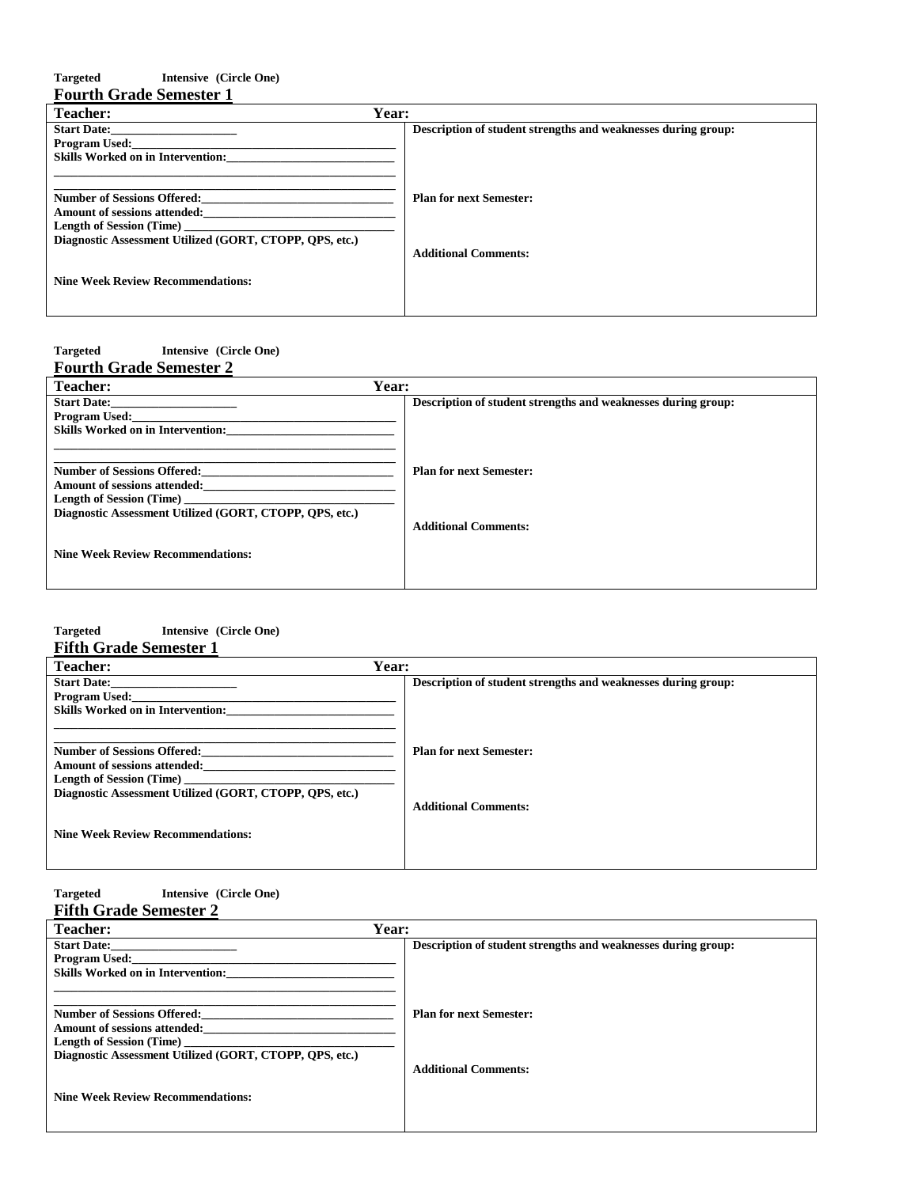**Targeted Intensive (Circle One)**

## Fourth Grade Semester 1

| Teacher: Year: | |
|---|---|
| **Start Date:**_____________________<br>**Program Used:**___________________________________________<br>**Skills Worked on in Intervention:**____________________________<br>________________________________________________________<br>________________________________________________________<br>**Number of Sessions Offered:**________________________________<br>**Amount of sessions attended:**_______________________________<br>**Length of Session (Time)** __________________________________<br>**Diagnostic Assessment Utilized (GORT, CTOPP, QPS, etc.)**<br><br>**Nine Week Review Recommendations:** | **Description of student strengths and weaknesses during group:**<br><br><br>**Plan for next Semester:**<br><br><br>**Additional Comments:** |

**Targeted Intensive (Circle One)**

## Fourth Grade Semester 2

| Teacher: Year: | |
|---|---|
| **Start Date:**_____________________<br>**Program Used:**___________________________________________<br>**Skills Worked on in Intervention:**____________________________<br>________________________________________________________<br>________________________________________________________<br>**Number of Sessions Offered:**________________________________<br>**Amount of sessions attended:**_______________________________<br>**Length of Session (Time)** __________________________________<br>**Diagnostic Assessment Utilized (GORT, CTOPP, QPS, etc.)**<br><br>**Nine Week Review Recommendations:** | **Description of student strengths and weaknesses during group:**<br><br><br>**Plan for next Semester:**<br><br><br>**Additional Comments:** |

**Targeted Intensive (Circle One)**

## Fifth Grade Semester 1

| Teacher: Year: | |
|---|---|
| **Start Date:**_____________________<br>**Program Used:**___________________________________________<br>**Skills Worked on in Intervention:**____________________________<br>________________________________________________________<br>________________________________________________________<br>**Number of Sessions Offered:**________________________________<br>**Amount of sessions attended:**_______________________________<br>**Length of Session (Time)** __________________________________<br>**Diagnostic Assessment Utilized (GORT, CTOPP, QPS, etc.)**<br><br>**Nine Week Review Recommendations:** | **Description of student strengths and weaknesses during group:**<br><br><br>**Plan for next Semester:**<br><br><br>**Additional Comments:** |

**Targeted Intensive (Circle One)**

## Fifth Grade Semester 2

| Teacher: Year: | |
|---|---|
| **Start Date:**_____________________<br>**Program Used:**___________________________________________<br>**Skills Worked on in Intervention:**____________________________<br>________________________________________________________<br>________________________________________________________<br>**Number of Sessions Offered:**________________________________<br>**Amount of sessions attended:**_______________________________<br>**Length of Session (Time)** __________________________________<br>**Diagnostic Assessment Utilized (GORT, CTOPP, QPS, etc.)**<br><br>**Nine Week Review Recommendations:** | **Description of student strengths and weaknesses during group:**<br><br><br>**Plan for next Semester:**<br><br><br>**Additional Comments:** |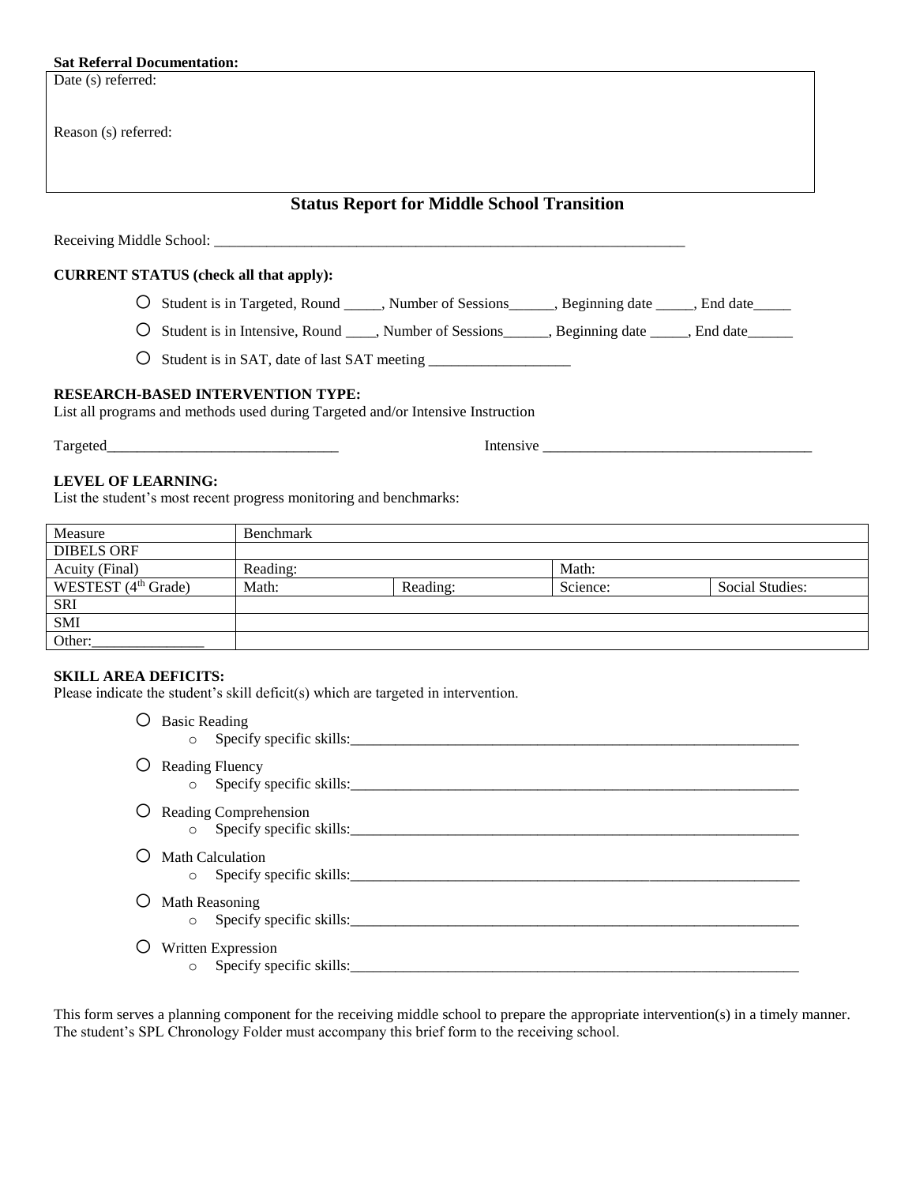**Sat Referral Documentation:**

Date (s) referred:

Reason (s) referred:

## Status Report for Middle School Transition

Receiving Middle School: ___________________________________________________________________

**CURRENT STATUS (check all that apply):**

- ○ Student is in Targeted, Round _____, Number of Sessions______, Beginning date _____, End date_____
- ○ Student is in Intensive, Round ____, Number of Sessions______, Beginning date _____, End date______
- ○ Student is in SAT, date of last SAT meeting ___________________

**RESEARCH-BASED INTERVENTION TYPE:**

List all programs and methods used during Targeted and/or Intensive Instruction

Targeted_______________________________ Intensive ____________________________________

**LEVEL OF LEARNING:**

List the student's most recent progress monitoring and benchmarks:

| Measure | Benchmark | | | |
|---|---|---|---|---|
| DIBELS ORF | | | | |
| Acuity (Final) | Reading: | | Math: | |
| WESTEST (4th Grade) | Math: | Reading: | Science: | Social Studies: |
| SRI | | | | |
| SMI | | | | |
| Other:_______________ | | | | |

**SKILL AREA DEFICITS:**

Please indicate the student's skill deficit(s) which are targeted in intervention.

- ○ Basic Reading
  - Specify specific skills:_________________________________________________________________
- ○ Reading Fluency
  - Specify specific skills:_________________________________________________________________
- ○ Reading Comprehension
  - Specify specific skills:_________________________________________________________________
- ○ Math Calculation
  - Specify specific skills:_________________________________________________________________
- ○ Math Reasoning
  - Specify specific skills:_________________________________________________________________
- ○ Written Expression
  - Specify specific skills:_________________________________________________________________

This form serves a planning component for the receiving middle school to prepare the appropriate intervention(s) in a timely manner. The student's SPL Chronology Folder must accompany this brief form to the receiving school.